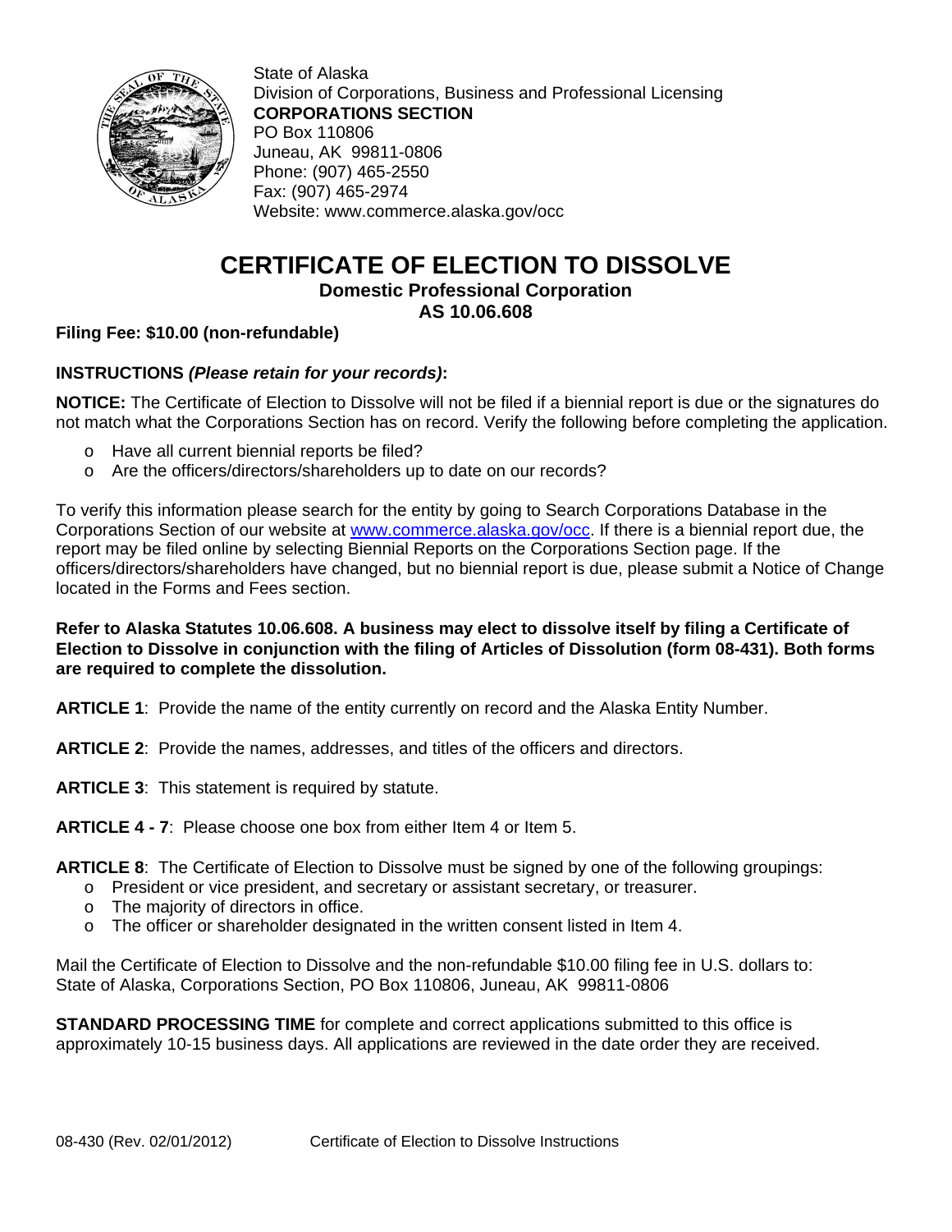State of Alaska
Division of Corporations, Business and Professional Licensing
**CORPORATIONS SECTION**
PO Box 110806
Juneau, AK 99811-0806
Phone: (907) 465-2550
Fax: (907) 465-2974
Website: www.commerce.alaska.gov/occ

# CERTIFICATE OF ELECTION TO DISSOLVE

**Domestic Professional Corporation**
**AS 10.06.608**

**Filing Fee: $10.00 (non-refundable)**

**INSTRUCTIONS *(Please retain for your records)*:**

**NOTICE:** The Certificate of Election to Dissolve will not be filed if a biennial report is due or the signatures do not match what the Corporations Section has on record. Verify the following before completing the application.

- Have all current biennial reports be filed?
- Are the officers/directors/shareholders up to date on our records?

To verify this information please search for the entity by going to Search Corporations Database in the Corporations Section of our website at www.commerce.alaska.gov/occ. If there is a biennial report due, the report may be filed online by selecting Biennial Reports on the Corporations Section page. If the officers/directors/shareholders have changed, but no biennial report is due, please submit a Notice of Change located in the Forms and Fees section.

**Refer to Alaska Statutes 10.06.608. A business may elect to dissolve itself by filing a Certificate of Election to Dissolve in conjunction with the filing of Articles of Dissolution (form 08-431). Both forms are required to complete the dissolution.**

**ARTICLE 1**: Provide the name of the entity currently on record and the Alaska Entity Number.

**ARTICLE 2**: Provide the names, addresses, and titles of the officers and directors.

**ARTICLE 3**: This statement is required by statute.

**ARTICLE 4 - 7**: Please choose one box from either Item 4 or Item 5.

**ARTICLE 8**: The Certificate of Election to Dissolve must be signed by one of the following groupings:

- President or vice president, and secretary or assistant secretary, or treasurer.
- The majority of directors in office.
- The officer or shareholder designated in the written consent listed in Item 4.

Mail the Certificate of Election to Dissolve and the non-refundable $10.00 filing fee in U.S. dollars to:
State of Alaska, Corporations Section, PO Box 110806, Juneau, AK 99811-0806

**STANDARD PROCESSING TIME** for complete and correct applications submitted to this office is approximately 10-15 business days. All applications are reviewed in the date order they are received.

08-430 (Rev. 02/01/2012) Certificate of Election to Dissolve Instructions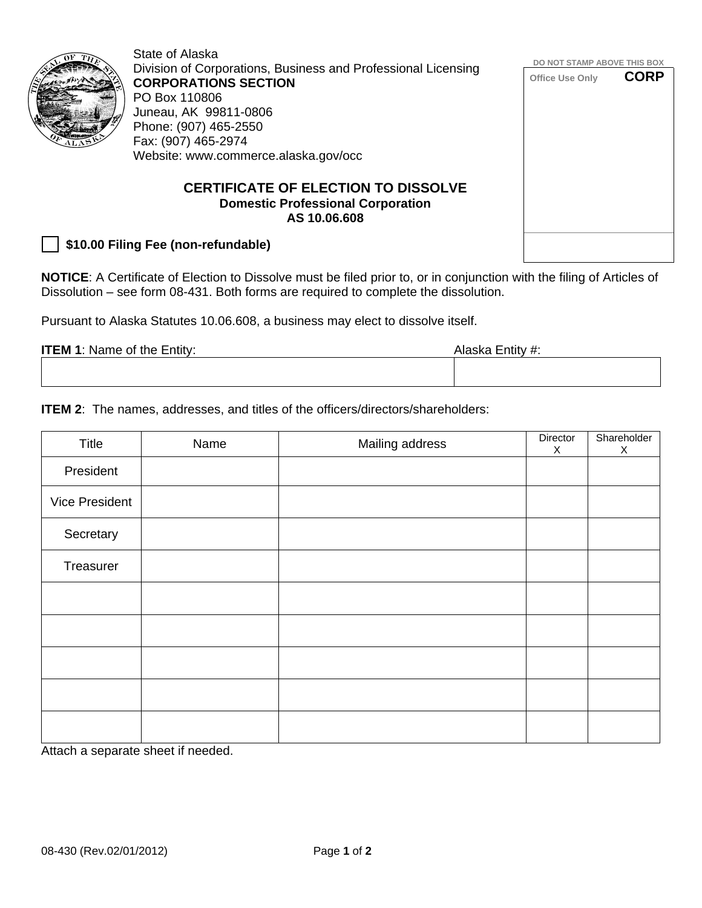State of Alaska
Division of Corporations, Business and Professional Licensing
**CORPORATIONS SECTION**
PO Box 110806
Juneau, AK 99811-0806
Phone: (907) 465-2550
Fax: (907) 465-2974
Website: www.commerce.alaska.gov/occ

DO NOT STAMP ABOVE THIS BOX

Office Use Only **CORP**

# CERTIFICATE OF ELECTION TO DISSOLVE

### Domestic Professional Corporation
### AS 10.06.608

☐ **$10.00 Filing Fee (non-refundable)**

**NOTICE**: A Certificate of Election to Dissolve must be filed prior to, or in conjunction with the filing of Articles of Dissolution – see form 08-431. Both forms are required to complete the dissolution.

Pursuant to Alaska Statutes 10.06.608, a business may elect to dissolve itself.

| **ITEM 1**: Name of the Entity: | Alaska Entity #: |
|---|---|
| | |

**ITEM 2**: The names, addresses, and titles of the officers/directors/shareholders:

| Title | Name | Mailing address | Director X | Shareholder X |
|---|---|---|---|---|
| President | | | | |
| Vice President | | | | |
| Secretary | | | | |
| Treasurer | | | | |
| | | | | |
| | | | | |
| | | | | |
| | | | | |
| | | | | |

Attach a separate sheet if needed.

08-430 (Rev.02/01/2012)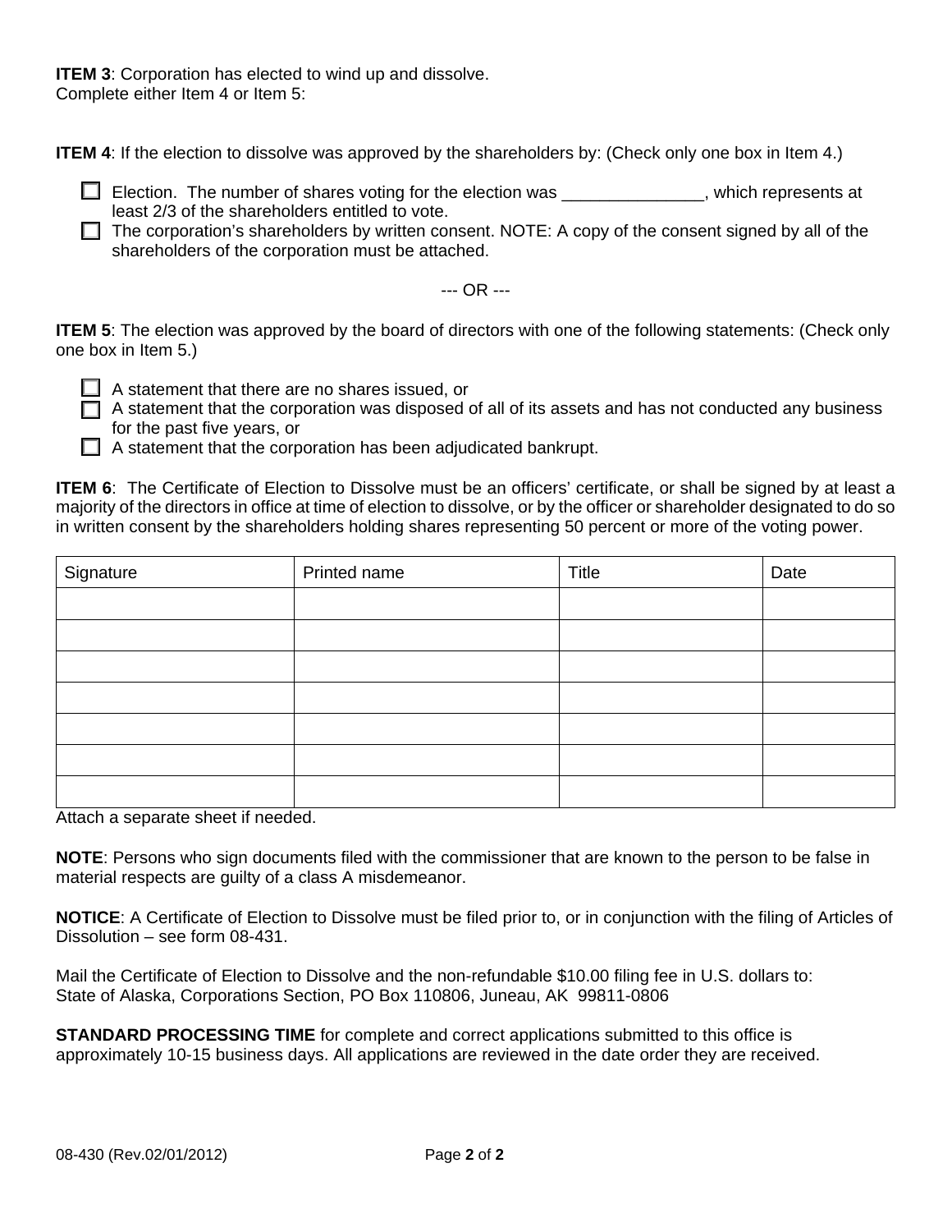**ITEM 3**: Corporation has elected to wind up and dissolve.
Complete either Item 4 or Item 5:

**ITEM 4**: If the election to dissolve was approved by the shareholders by: (Check only one box in Item 4.)

- ☐ Election. The number of shares voting for the election was _______________, which represents at least 2/3 of the shareholders entitled to vote.
- ☐ The corporation's shareholders by written consent. NOTE: A copy of the consent signed by all of the shareholders of the corporation must be attached.

--- OR ---

**ITEM 5**: The election was approved by the board of directors with one of the following statements: (Check only one box in Item 5.)

- ☐ A statement that there are no shares issued, or
- ☐ A statement that the corporation was disposed of all of its assets and has not conducted any business for the past five years, or
- ☐ A statement that the corporation has been adjudicated bankrupt.

**ITEM 6**: The Certificate of Election to Dissolve must be an officers' certificate, or shall be signed by at least a majority of the directors in office at time of election to dissolve, or by the officer or shareholder designated to do so in written consent by the shareholders holding shares representing 50 percent or more of the voting power.

| Signature | Printed name | Title | Date |
|---|---|---|---|
| | | | |
| | | | |
| | | | |
| | | | |
| | | | |
| | | | |
| | | | |

Attach a separate sheet if needed.

**NOTE**: Persons who sign documents filed with the commissioner that are known to the person to be false in material respects are guilty of a class A misdemeanor.

**NOTICE**: A Certificate of Election to Dissolve must be filed prior to, or in conjunction with the filing of Articles of Dissolution – see form 08-431.

Mail the Certificate of Election to Dissolve and the non-refundable $10.00 filing fee in U.S. dollars to:
State of Alaska, Corporations Section, PO Box 110806, Juneau, AK 99811-0806

**STANDARD PROCESSING TIME** for complete and correct applications submitted to this office is approximately 10-15 business days. All applications are reviewed in the date order they are received.

08-430 (Rev.02/01/2012)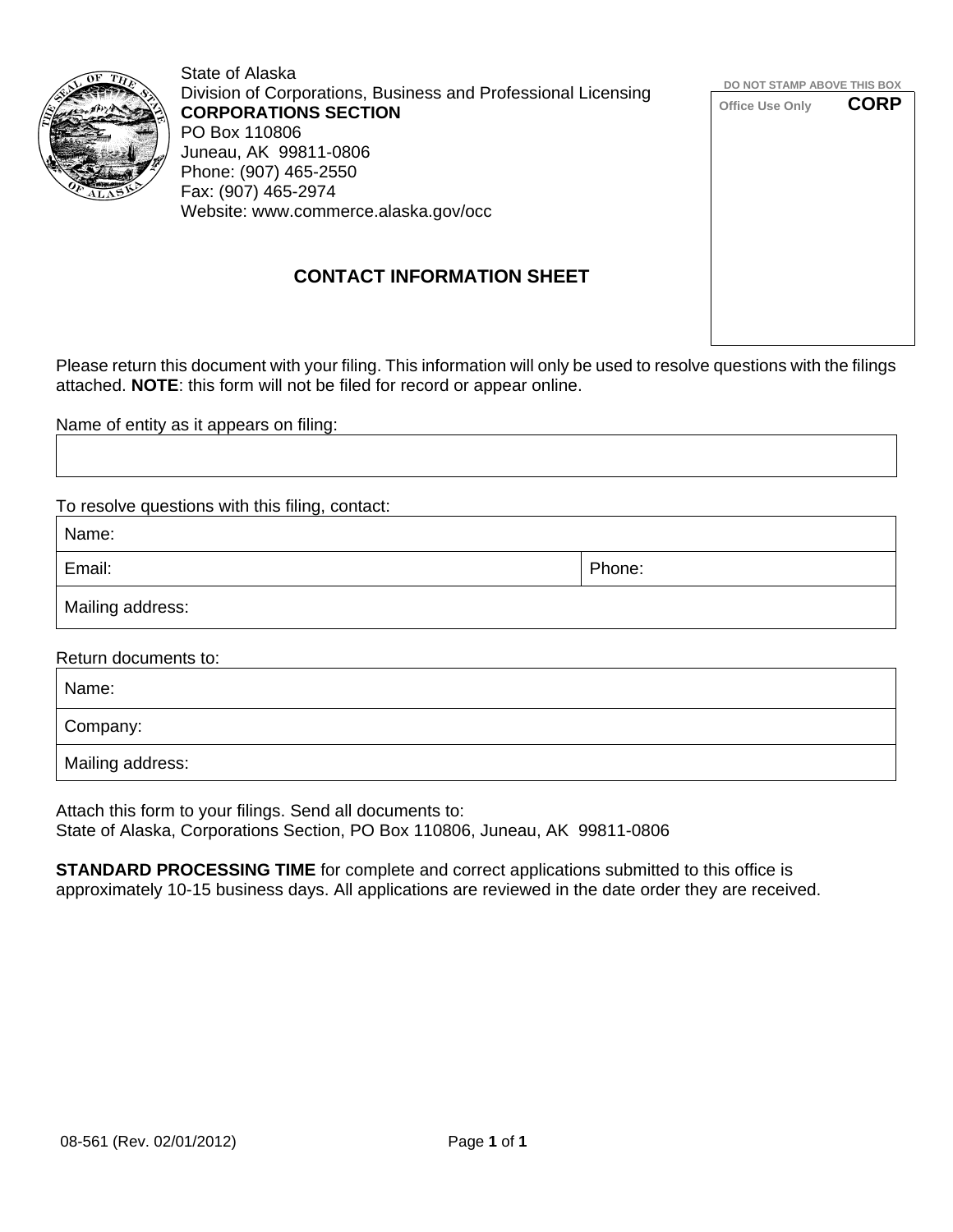State of Alaska
Division of Corporations, Business and Professional Licensing
**CORPORATIONS SECTION**
PO Box 110806
Juneau, AK 99811-0806
Phone: (907) 465-2550
Fax: (907) 465-2974
Website: www.commerce.alaska.gov/occ

DO NOT STAMP ABOVE THIS BOX

| Office Use Only | **CORP** |
|---|---|
| | |

## CONTACT INFORMATION SHEET

Please return this document with your filing. This information will only be used to resolve questions with the filings attached. **NOTE**: this form will not be filed for record or appear online.

Name of entity as it appears on filing:

| |
|---|
| |

To resolve questions with this filing, contact:

| | |
|---|---|
| Name: | |
| Email: | Phone: |
| Mailing address: | |

Return documents to:

| |
|---|
| Name: |
| Company: |
| Mailing address: |

Attach this form to your filings. Send all documents to:
State of Alaska, Corporations Section, PO Box 110806, Juneau, AK 99811-0806

**STANDARD PROCESSING TIME** for complete and correct applications submitted to this office is approximately 10-15 business days. All applications are reviewed in the date order they are received.

08-561 (Rev. 02/01/2012)